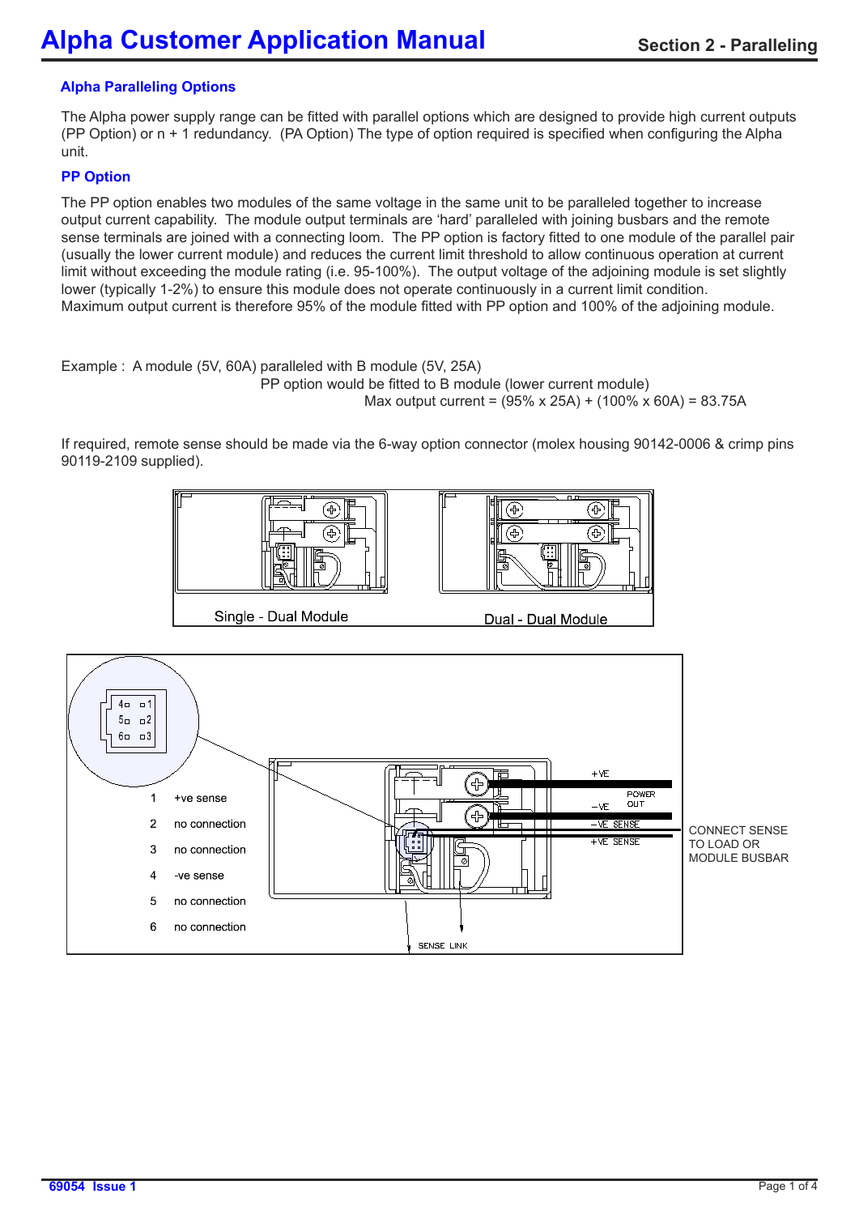# Alpha Customer Application Manual

## Section 2 - Paralleling

### Alpha Paralleling Options

The Alpha power supply range can be fitted with parallel options which are designed to provide high current outputs (PP Option) or n + 1 redundancy. (PA Option) The type of option required is specified when configuring the Alpha unit.

### PP Option

The PP option enables two modules of the same voltage in the same unit to be paralleled together to increase output current capability. The module output terminals are 'hard' paralleled with joining busbars and the remote sense terminals are joined with a connecting loom. The PP option is factory fitted to one module of the parallel pair (usually the lower current module) and reduces the current limit threshold to allow continuous operation at current limit without exceeding the module rating (i.e. 95-100%). The output voltage of the adjoining module is set slightly lower (typically 1-2%) to ensure this module does not operate continuously in a current limit condition.
Maximum output current is therefore 95% of the module fitted with PP option and 100% of the adjoining module.

Example : A module (5V, 60A) paralleled with B module (5V, 25A)
PP option would be fitted to B module (lower current module)
Max output current = (95% x 25A) + (100% x 60A) = 83.75A

If required, remote sense should be made via the 6-way option connector (molex housing 90142-0006 & crimp pins 90119-2109 supplied).

Single - Dual Module

Dual - Dual Module

| Pin | Function |
|---|---|
| 1 | +ve sense |
| 2 | no connection |
| 3 | no connection |
| 4 | -ve sense |
| 5 | no connection |
| 6 | no connection |

+VE
POWER OUT
−VE
−VE SENSE
+VE SENSE
CONNECT SENSE TO LOAD OR MODULE BUSBAR
SENSE LINK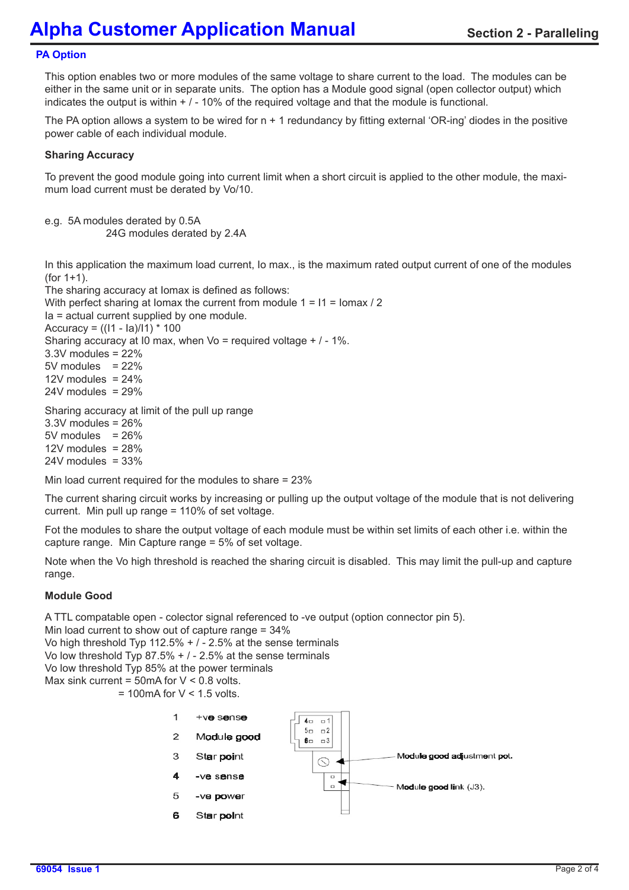## PA Option

This option enables two or more modules of the same voltage to share current to the load. The modules can be either in the same unit or in separate units. The option has a Module good signal (open collector output) which indicates the output is within + / - 10% of the required voltage and that the module is functional.

The PA option allows a system to be wired for n + 1 redundancy by fitting external 'OR-ing' diodes in the positive power cable of each individual module.

### Sharing Accuracy

To prevent the good module going into current limit when a short circuit is applied to the other module, the maximum load current must be derated by Vo/10.

e.g. 5A modules derated by 0.5A
24G modules derated by 2.4A

In this application the maximum load current, Io max., is the maximum rated output current of one of the modules (for 1+1).
The sharing accuracy at Iomax is defined as follows:
With perfect sharing at Iomax the current from module 1 = I1 = Iomax / 2
Ia = actual current supplied by one module.
Accuracy = ((I1 - Ia)/I1) * 100
Sharing accuracy at I0 max, when Vo = required voltage + / - 1%.
3.3V modules = 22%
5V modules = 22%
12V modules = 24%
24V modules = 29%

Sharing accuracy at limit of the pull up range
3.3V modules = 26%
5V modules = 26%
12V modules = 28%
24V modules = 33%

Min load current required for the modules to share = 23%

The current sharing circuit works by increasing or pulling up the output voltage of the module that is not delivering current. Min pull up range = 110% of set voltage.

Fot the modules to share the output voltage of each module must be within set limits of each other i.e. within the capture range. Min Capture range = 5% of set voltage.

Note when the Vo high threshold is reached the sharing circuit is disabled. This may limit the pull-up and capture range.

### Module Good

A TTL compatable open - colector signal referenced to -ve output (option connector pin 5).
Min load current to show out of capture range = 34%
Vo high threshold Typ 112.5% + / - 2.5% at the sense terminals
Vo low threshold Typ 87.5% + / - 2.5% at the sense terminals
Vo low threshold Typ 85% at the power terminals
Max sink current = 50mA for V < 0.8 volts.
= 100mA for V < 1.5 volts.

1. +ve sense
2. Module good
3. Star point
4. -ve sense
5. -ve power
6. Star point

Module good adjustment pot.

Module good link (J3).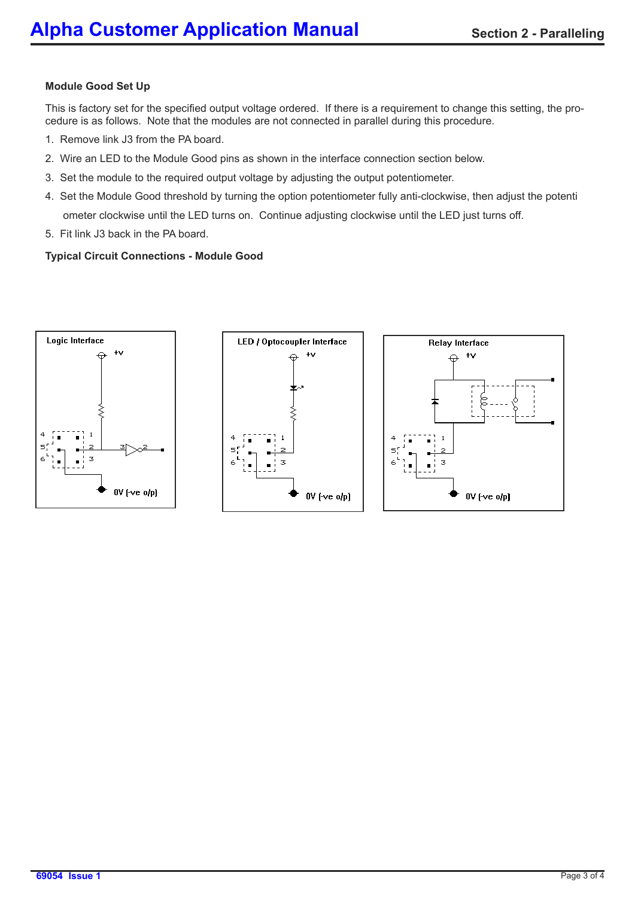### Module Good Set Up

This is factory set for the specified output voltage ordered. If there is a requirement to change this setting, the procedure is as follows. Note that the modules are not connected in parallel during this procedure.

1. Remove link J3 from the PA board.
2. Wire an LED to the Module Good pins as shown in the interface connection section below.
3. Set the module to the required output voltage by adjusting the output potentiometer.
4. Set the Module Good threshold by turning the option potentiometer fully anti-clockwise, then adjust the potentiometer clockwise until the LED turns on. Continue adjusting clockwise until the LED just turns off.
5. Fit link J3 back in the PA board.

### Typical Circuit Connections - Module Good

Logic Interface

+V

4 1
5 2 3 2
6 3

0V (-ve o/p)

LED / Optocoupler Interface

+V

4 1
5 2
6 3

0V (-ve o/p)

Relay Interface

+V

4 1
5 2
6 3

0V (-ve o/p)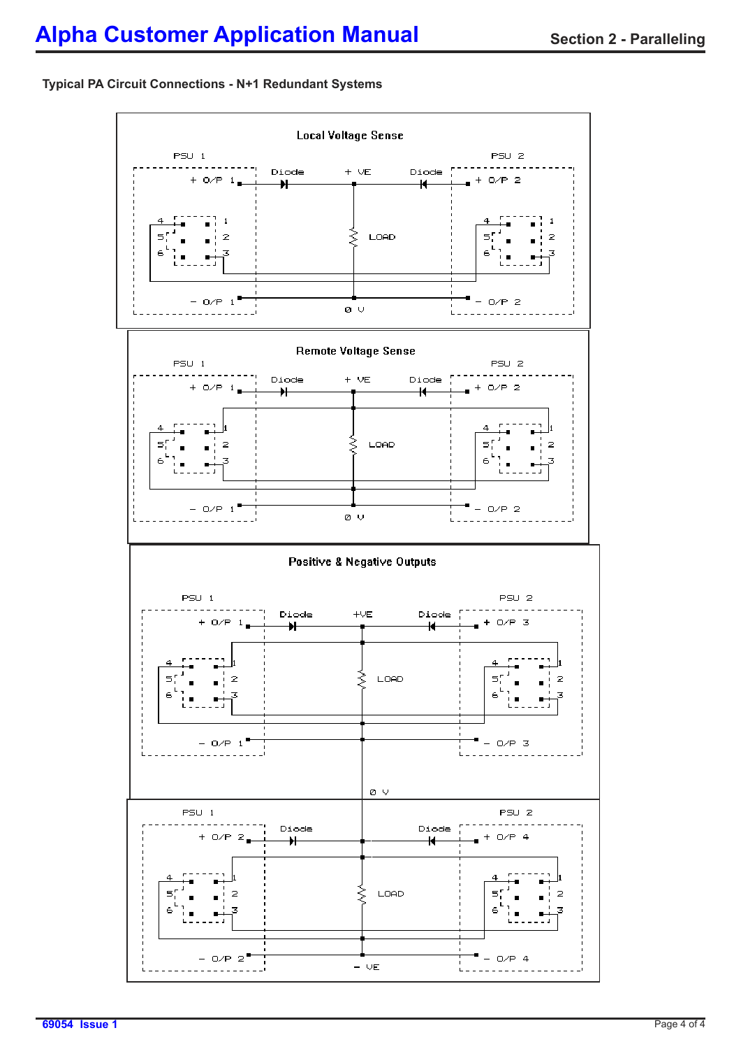**Typical PA Circuit Connections - N+1 Redundant Systems**

Local Voltage Sense

PSU 1

PSU 2

Diode

+ VE

Diode

+ O/P 1

+ O/P 2

4 5 6

1 2 3

LOAD

- O/P 1

- O/P 2

Ø V

Remote Voltage Sense

PSU 1

PSU 2

Diode

+ VE

Diode

+ O/P 1

+ O/P 2

4 5 6

1 2 3

LOAD

- O/P 1

- O/P 2

Ø V

Positive & Negative Outputs

PSU 1

PSU 2

Diode

+VE

Diode

+ O/P 1

+ O/P 3

4 5 6

1 2 3

LOAD

- O/P 1

- O/P 3

Ø V

PSU 1

PSU 2

Diode

Diode

+ O/P 2

+ O/P 4

4 5 6

1 2 3

LOAD

- O/P 2

- O/P 4

- VE